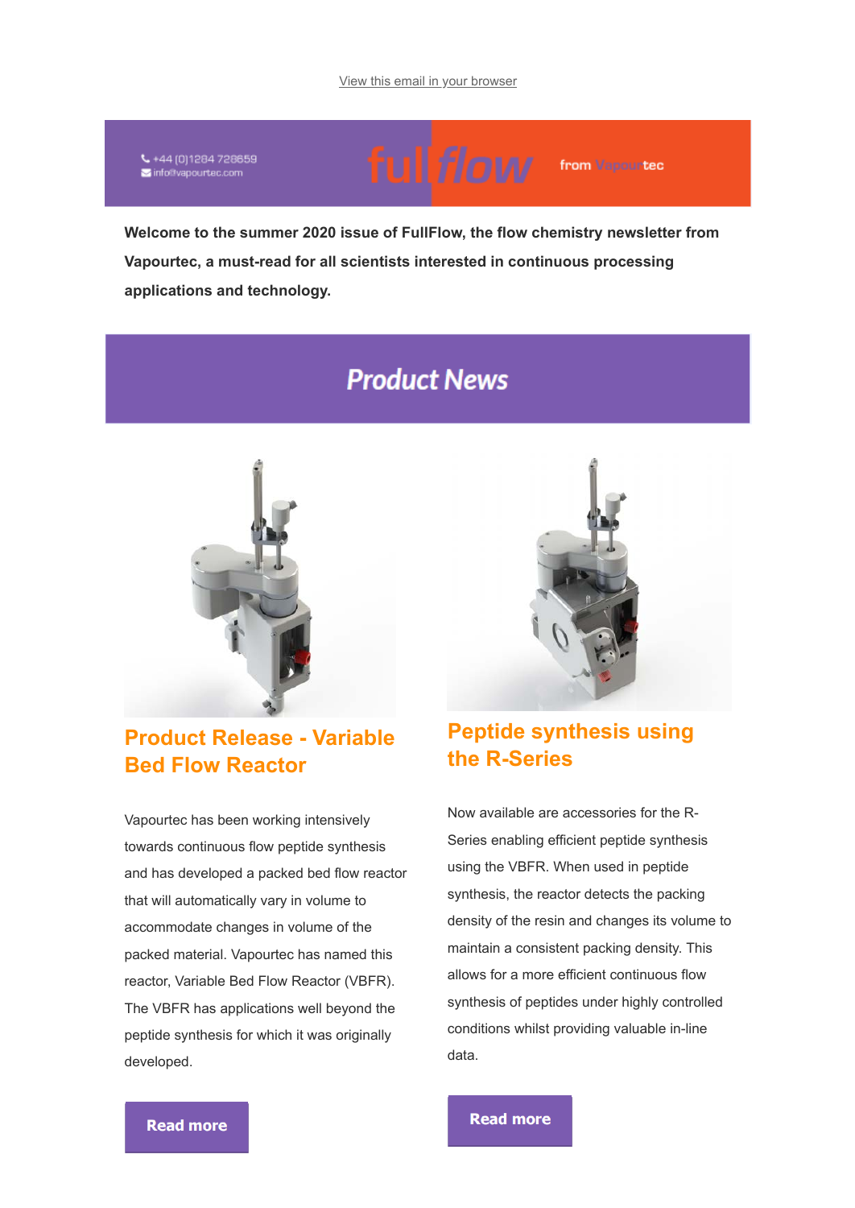View this email in your browser

+44 (0)1284 728659
info@vapourtec.com

fullflow from Vapourtec

**Welcome to the summer 2020 issue of FullFlow, the flow chemistry newsletter from Vapourtec, a must-read for all scientists interested in continuous processing applications and technology.**

# Product News

## Product Release - Variable Bed Flow Reactor

Vapourtec has been working intensively towards continuous flow peptide synthesis and has developed a packed bed flow reactor that will automatically vary in volume to accommodate changes in volume of the packed material. Vapourtec has named this reactor, Variable Bed Flow Reactor (VBFR). The VBFR has applications well beyond the peptide synthesis for which it was originally developed.

Read more

## Peptide synthesis using the R-Series

Now available are accessories for the R-Series enabling efficient peptide synthesis using the VBFR. When used in peptide synthesis, the reactor detects the packing density of the resin and changes its volume to maintain a consistent packing density. This allows for a more efficient continuous flow synthesis of peptides under highly controlled conditions whilst providing valuable in-line data.

Read more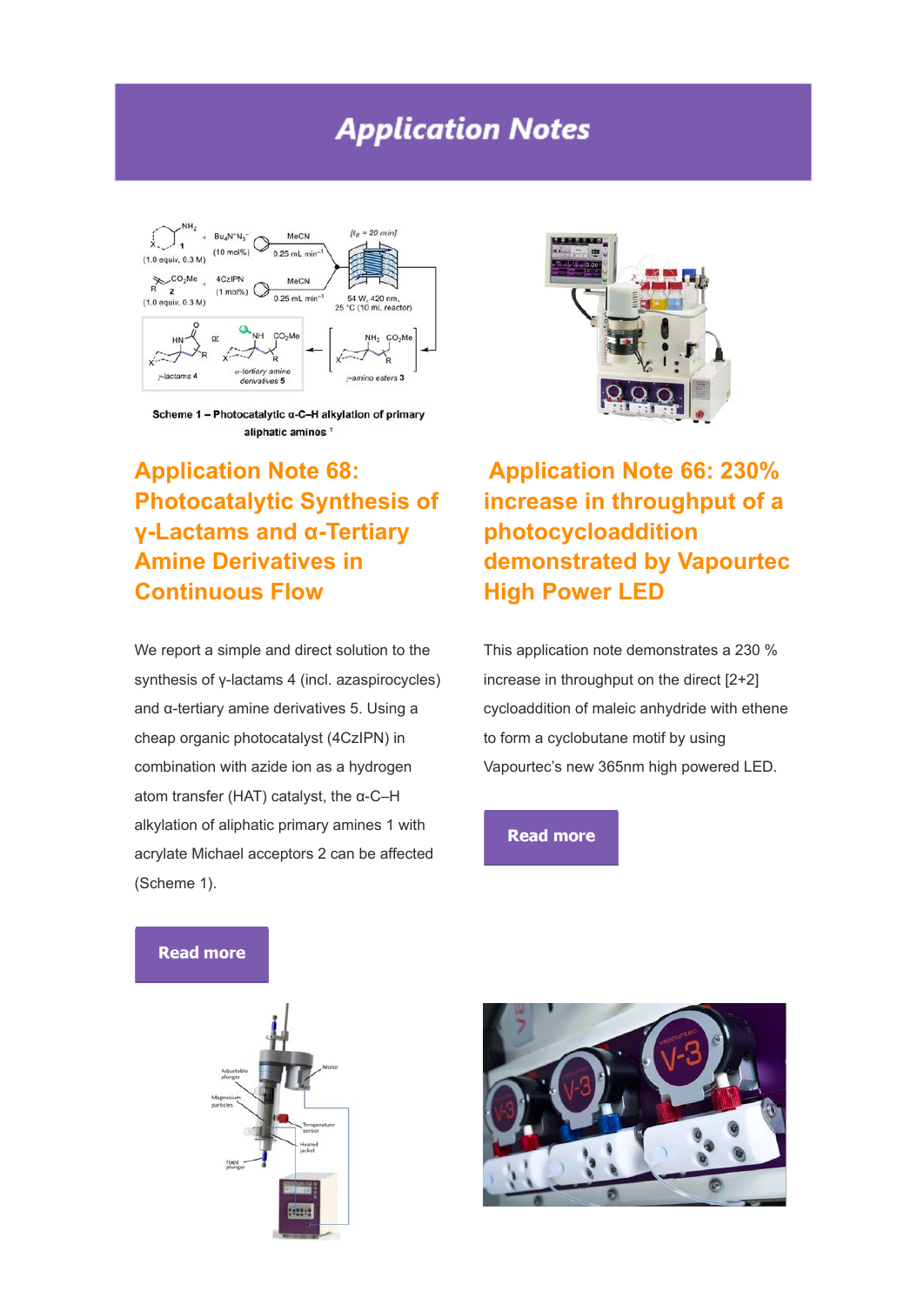# Application Notes

Scheme 1 – Photocatalytic α-C–H alkylation of primary aliphatic aminos [1]

## Application Note 68: Photocatalytic Synthesis of γ-Lactams and α-Tertiary Amine Derivatives in Continuous Flow

We report a simple and direct solution to the synthesis of γ-lactams 4 (incl. azaspirocycles) and α-tertiary amine derivatives 5. Using a cheap organic photocatalyst (4CzIPN) in combination with azide ion as a hydrogen atom transfer (HAT) catalyst, the α-C–H alkylation of aliphatic primary amines 1 with acrylate Michael acceptors 2 can be affected (Scheme 1).

**Read more**

## Application Note 66: 230% increase in throughput of a photocycloaddition demonstrated by Vapourtec High Power LED

This application note demonstrates a 230 % increase in throughput on the direct [2+2] cycloaddition of maleic anhydride with ethene to form a cyclobutane motif by using Vapourtec's new 365nm high powered LED.

**Read more**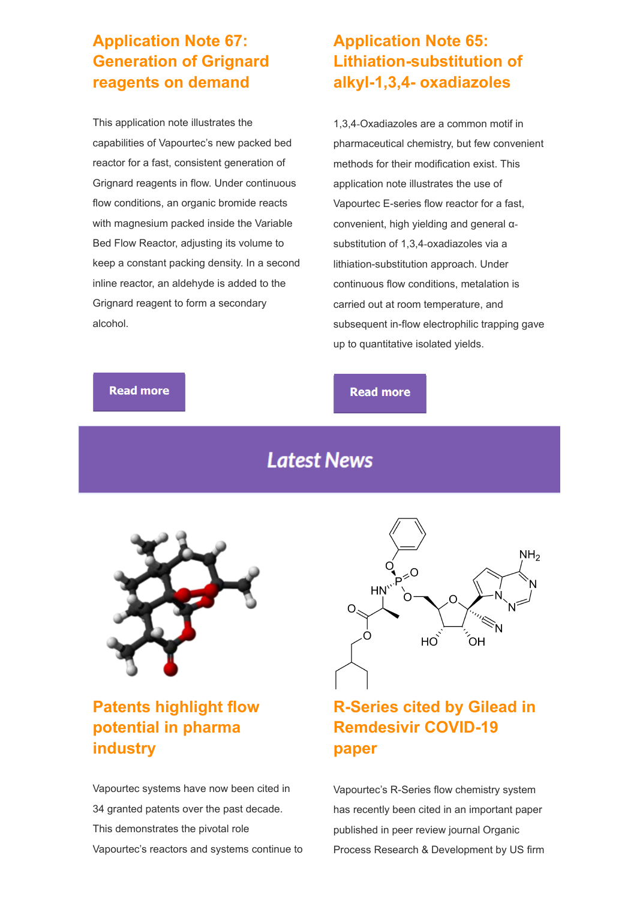## Application Note 67: Generation of Grignard reagents on demand

This application note illustrates the capabilities of Vapourtec's new packed bed reactor for a fast, consistent generation of Grignard reagents in flow. Under continuous flow conditions, an organic bromide reacts with magnesium packed inside the Variable Bed Flow Reactor, adjusting its volume to keep a constant packing density. In a second inline reactor, an aldehyde is added to the Grignard reagent to form a secondary alcohol.

Read more

## Application Note 65: Lithiation-substitution of alkyl-1,3,4- oxadiazoles

1,3,4-Oxadiazoles are a common motif in pharmaceutical chemistry, but few convenient methods for their modification exist. This application note illustrates the use of Vapourtec E-series flow reactor for a fast, convenient, high yielding and general α-substitution of 1,3,4-oxadiazoles via a lithiation-substitution approach. Under continuous flow conditions, metalation is carried out at room temperature, and subsequent in-flow electrophilic trapping gave up to quantitative isolated yields.

Read more

# Latest News

## Patents highlight flow potential in pharma industry

Vapourtec systems have now been cited in 34 granted patents over the past decade. This demonstrates the pivotal role Vapourtec's reactors and systems continue to

## R-Series cited by Gilead in Remdesivir COVID-19 paper

Vapourtec's R-Series flow chemistry system has recently been cited in an important paper published in peer review journal Organic Process Research & Development by US firm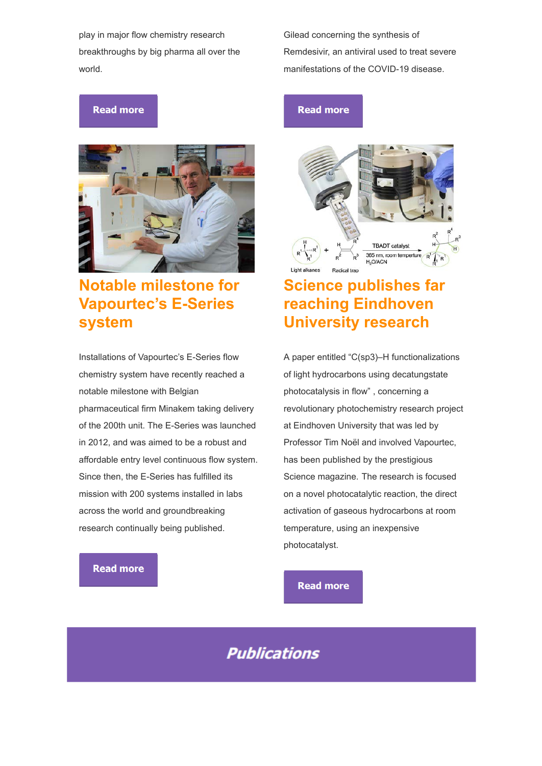play in major flow chemistry research breakthroughs by big pharma all over the world.

Read more

Gilead concerning the synthesis of Remdesivir, an antiviral used to treat severe manifestations of the COVID-19 disease.

Read more

## Notable milestone for Vapourtec's E-Series system

Installations of Vapourtec's E-Series flow chemistry system have recently reached a notable milestone with Belgian pharmaceutical firm Minakem taking delivery of the 200th unit. The E-Series was launched in 2012, and was aimed to be a robust and affordable entry level continuous flow system. Since then, the E-Series has fulfilled its mission with 200 systems installed in labs across the world and groundbreaking research continually being published.

Read more

## Science publishes far reaching Eindhoven University research

A paper entitled "C(sp3)–H functionalizations of light hydrocarbons using decatungstate photocatalysis in flow" , concerning a revolutionary photochemistry research project at Eindhoven University that was led by Professor Tim Noël and involved Vapourtec, has been published by the prestigious Science magazine. The research is focused on a novel photocatalytic reaction, the direct activation of gaseous hydrocarbons at room temperature, using an inexpensive photocatalyst.

Read more

# Publications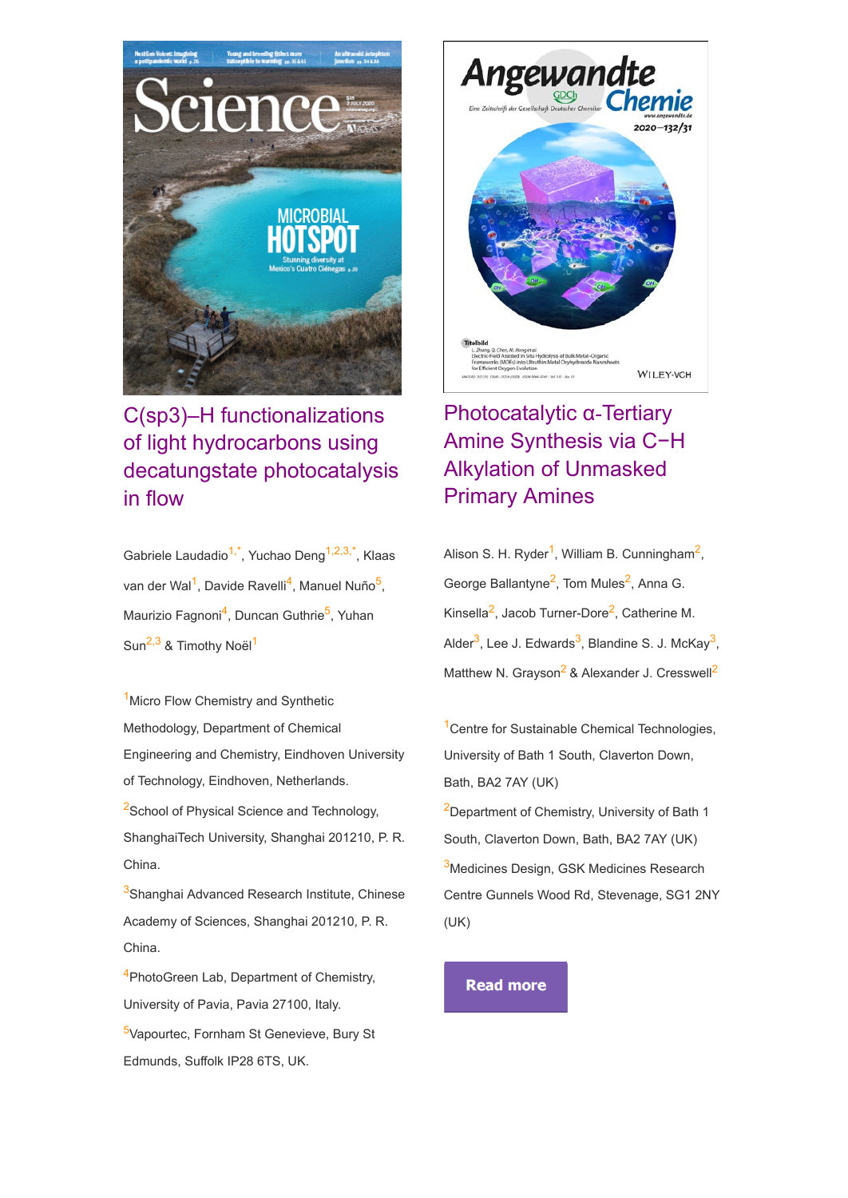## C(sp3)–H functionalizations of light hydrocarbons using decatungstate photocatalysis in flow

Gabriele Laudadio[1,*], Yuchao Deng[1,2,3,*], Klaas van der Wal[1], Davide Ravelli[4], Manuel Nuño[5], Maurizio Fagnoni[4], Duncan Guthrie[5], Yuhan Sun[2,3] & Timothy Noël[1]

[1]Micro Flow Chemistry and Synthetic Methodology, Department of Chemical Engineering and Chemistry, Eindhoven University of Technology, Eindhoven, Netherlands.

[2]School of Physical Science and Technology, ShanghaiTech University, Shanghai 201210, P. R. China.

[3]Shanghai Advanced Research Institute, Chinese Academy of Sciences, Shanghai 201210, P. R. China.

[4]PhotoGreen Lab, Department of Chemistry, University of Pavia, Pavia 27100, Italy.

[5]Vapourtec, Fornham St Genevieve, Bury St Edmunds, Suffolk IP28 6TS, UK.

## Photocatalytic α-Tertiary Amine Synthesis via C−H Alkylation of Unmasked Primary Amines

Alison S. H. Ryder[1], William B. Cunningham[2], George Ballantyne[2], Tom Mules[2], Anna G. Kinsella[2], Jacob Turner-Dore[2], Catherine M. Alder[3], Lee J. Edwards[3], Blandine S. J. McKay[3], Matthew N. Grayson[2] & Alexander J. Cresswell[2]

[1]Centre for Sustainable Chemical Technologies, University of Bath 1 South, Claverton Down, Bath, BA2 7AY (UK)

[2]Department of Chemistry, University of Bath 1 South, Claverton Down, Bath, BA2 7AY (UK)

[3]Medicines Design, GSK Medicines Research Centre Gunnels Wood Rd, Stevenage, SG1 2NY (UK)

**Read more**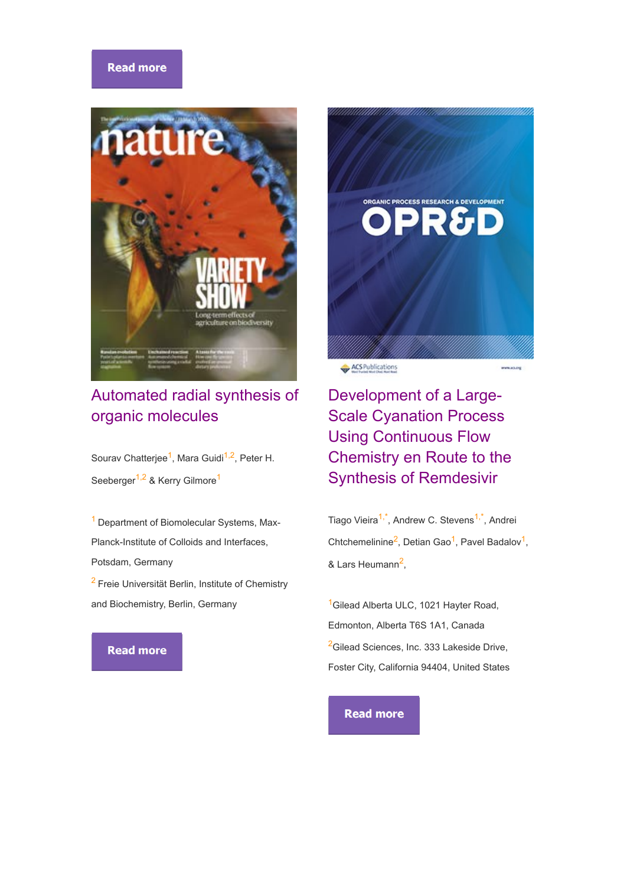Read more

## Automated radial synthesis of organic molecules

Sourav Chatterjee[1], Mara Guidi[1,2], Peter H. Seeberger[1,2] & Kerry Gilmore[1]

[1] Department of Biomolecular Systems, Max-Planck-Institute of Colloids and Interfaces, Potsdam, Germany

[2] Freie Universität Berlin, Institute of Chemistry and Biochemistry, Berlin, Germany

Read more

## Development of a Large-Scale Cyanation Process Using Continuous Flow Chemistry en Route to the Synthesis of Remdesivir

Tiago Vieira[1,*], Andrew C. Stevens[1,*], Andrei Chtchemelinine[2], Detian Gao[1], Pavel Badalov[1], & Lars Heumann[2],

[1]Gilead Alberta ULC, 1021 Hayter Road, Edmonton, Alberta T6S 1A1, Canada

[2]Gilead Sciences, Inc. 333 Lakeside Drive, Foster City, California 94404, United States

Read more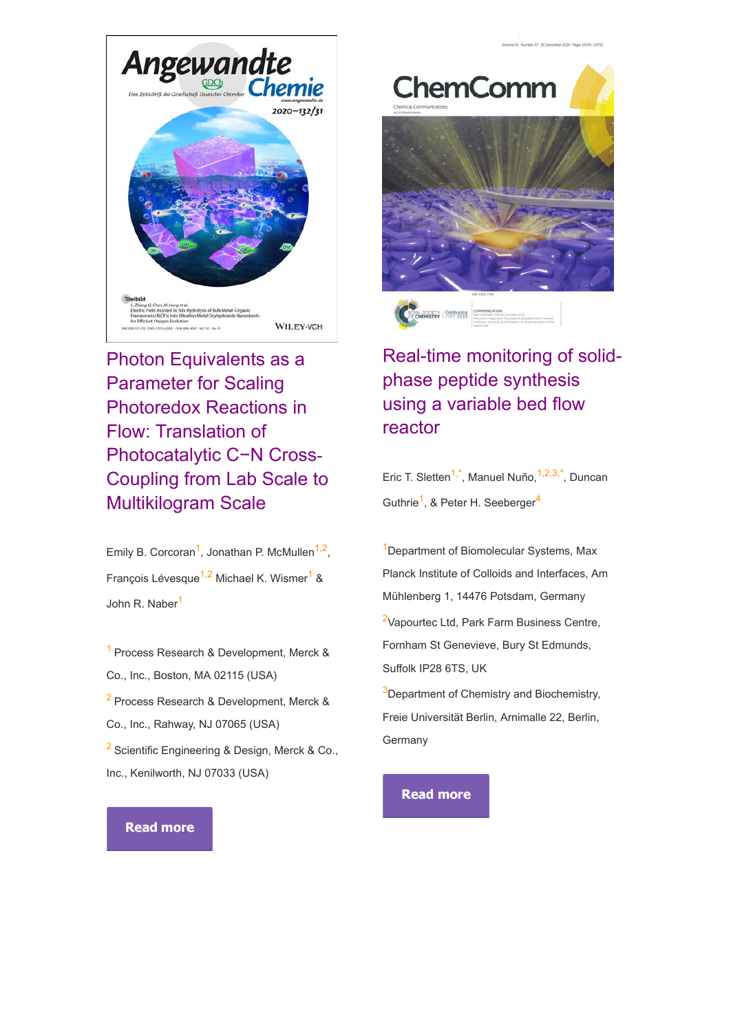## Photon Equivalents as a Parameter for Scaling Photoredox Reactions in Flow: Translation of Photocatalytic C−N Cross-Coupling from Lab Scale to Multikilogram Scale

Emily B. Corcoran[1], Jonathan P. McMullen[1,2], François Lévesque[1,2] Michael K. Wismer[1] & John R. Naber[1]

[1] Process Research & Development, Merck & Co., Inc., Boston, MA 02115 (USA)

[2] Process Research & Development, Merck & Co., Inc., Rahway, NJ 07065 (USA)

[2] Scientific Engineering & Design, Merck & Co., Inc., Kenilworth, NJ 07033 (USA)

**Read more**

## Real-time monitoring of solid-phase peptide synthesis using a variable bed flow reactor

Eric T. Sletten[1,*], Manuel Nuño,[1,2,3,*], Duncan Guthrie[1], & Peter H. Seeberger[4]

[1]Department of Biomolecular Systems, Max Planck Institute of Colloids and Interfaces, Am Mühlenberg 1, 14476 Potsdam, Germany

[2]Vapourtec Ltd, Park Farm Business Centre, Fornham St Genevieve, Bury St Edmunds, Suffolk IP28 6TS, UK

[3]Department of Chemistry and Biochemistry, Freie Universität Berlin, Arnimalle 22, Berlin, Germany

**Read more**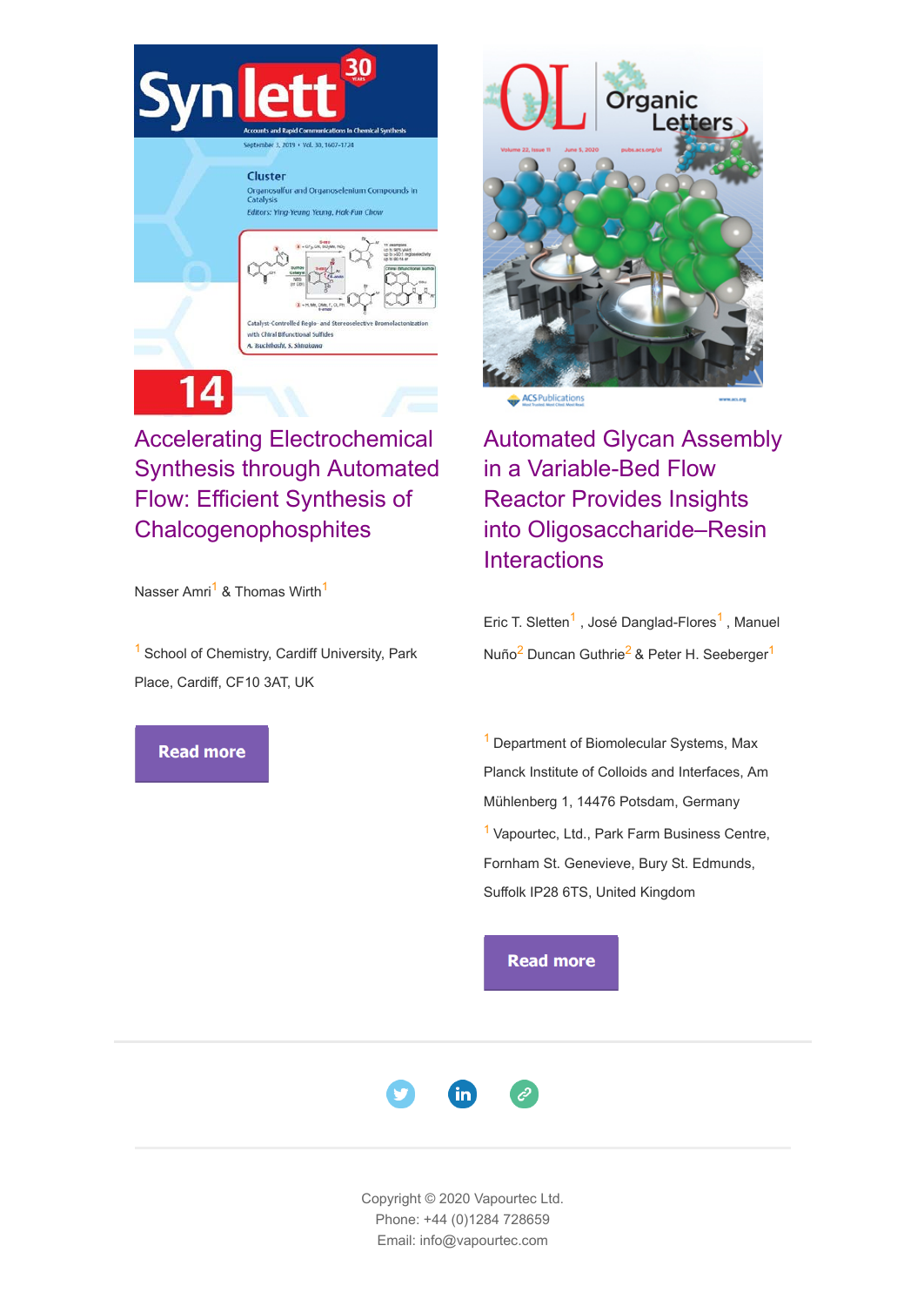## Accelerating Electrochemical Synthesis through Automated Flow: Efficient Synthesis of Chalcogenophosphites

Nasser Amri[1] & Thomas Wirth[1]

[1] School of Chemistry, Cardiff University, Park Place, Cardiff, CF10 3AT, UK

Read more

## Automated Glycan Assembly in a Variable-Bed Flow Reactor Provides Insights into Oligosaccharide–Resin Interactions

Eric T. Sletten[1], José Danglad-Flores[1], Manuel Nuño[2] Duncan Guthrie[2] & Peter H. Seeberger[1]

[1] Department of Biomolecular Systems, Max Planck Institute of Colloids and Interfaces, Am Mühlenberg 1, 14476 Potsdam, Germany

[1] Vapourtec, Ltd., Park Farm Business Centre, Fornham St. Genevieve, Bury St. Edmunds, Suffolk IP28 6TS, United Kingdom

Read more

Copyright © 2020 Vapourtec Ltd.
Phone: +44 (0)1284 728659
Email: info@vapourtec.com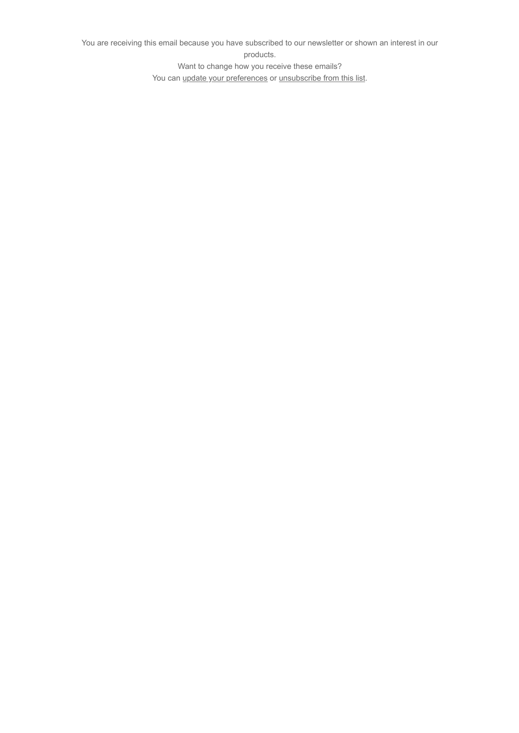You are receiving this email because you have subscribed to our newsletter or shown an interest in our products.

Want to change how you receive these emails?

You can update your preferences or unsubscribe from this list.